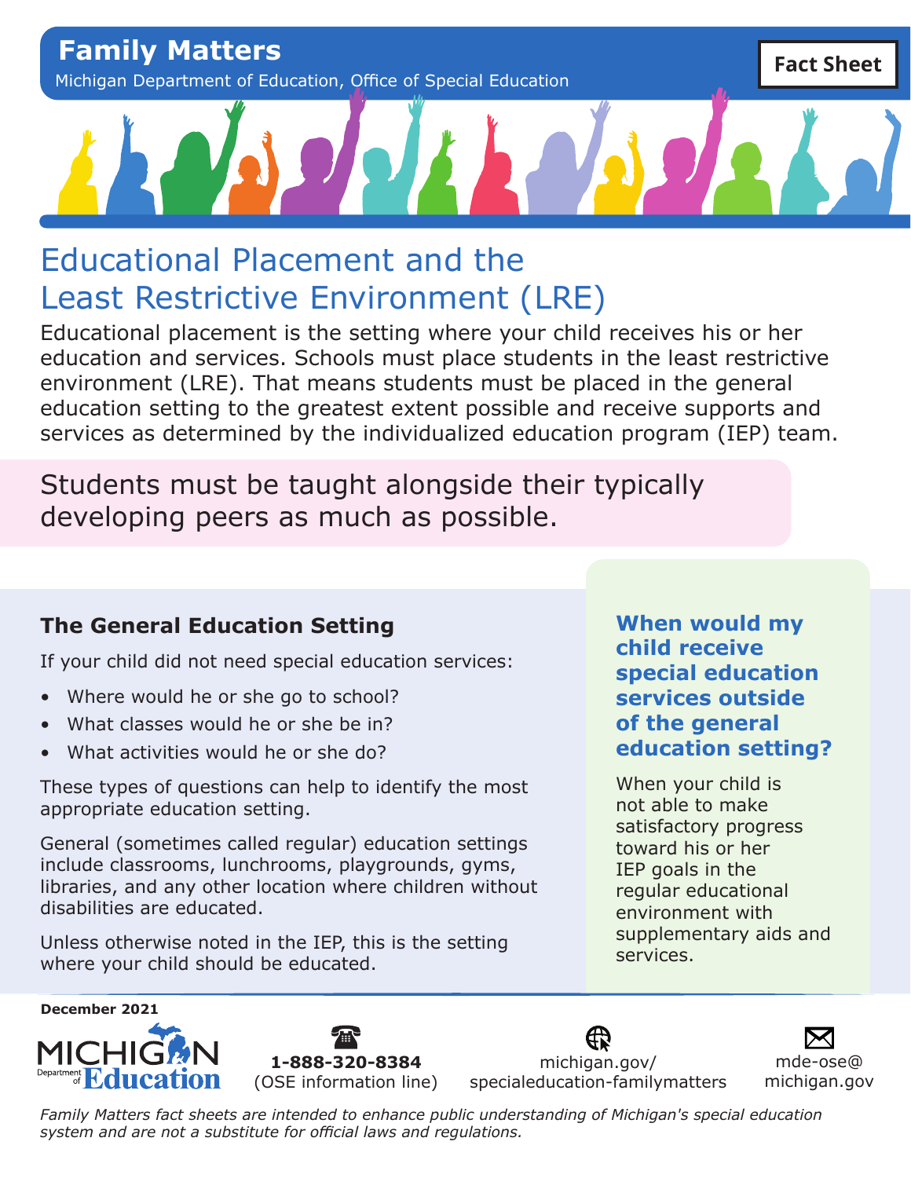**Family Matters**

Michigan Department of Education, Office of Special Education

**Fact Sheet**

# Educational Placement and the Least Restrictive Environment (LRE)

Educational placement is the setting where your child receives his or her education and services. Schools must place students in the least restrictive environment (LRE). That means students must be placed in the general education setting to the greatest extent possible and receive supports and services as determined by the individualized education program (IEP) team.

Students must be taught alongside their typically developing peers as much as possible.

## The General Education Setting

If your child did not need special education services:

- Where would he or she go to school?
- What classes would he or she be in?
- What activities would he or she do?

These types of questions can help to identify the most appropriate education setting.

General (sometimes called regular) education settings include classrooms, lunchrooms, playgrounds, gyms, libraries, and any other location where children without disabilities are educated.

Unless otherwise noted in the IEP, this is the setting where your child should be educated.

## When would my child receive special education services outside of the general education setting?

When your child is not able to make satisfactory progress toward his or her IEP goals in the regular educational environment with supplementary aids and services.

**December 2021**

MICHIGAN Department of Education

**1-888-320-8384**
(OSE information line)

michigan.gov/specialeducation-familymatters

mde-ose@michigan.gov

*Family Matters fact sheets are intended to enhance public understanding of Michigan's special education system and are not a substitute for official laws and regulations.*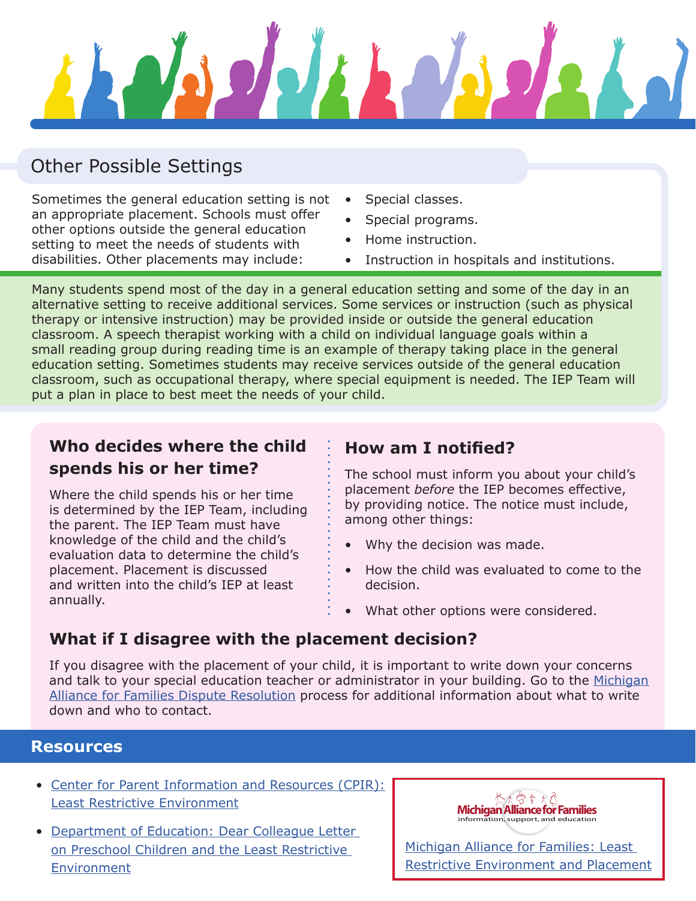## Other Possible Settings

Sometimes the general education setting is not an appropriate placement. Schools must offer other options outside the general education setting to meet the needs of students with disabilities. Other placements may include:

- Special classes.
- Special programs.
- Home instruction.
- Instruction in hospitals and institutions.

Many students spend most of the day in a general education setting and some of the day in an alternative setting to receive additional services. Some services or instruction (such as physical therapy or intensive instruction) may be provided inside or outside the general education classroom. A speech therapist working with a child on individual language goals within a small reading group during reading time is an example of therapy taking place in the general education setting. Sometimes students may receive services outside of the general education classroom, such as occupational therapy, where special equipment is needed. The IEP Team will put a plan in place to best meet the needs of your child.

### Who decides where the child spends his or her time?

Where the child spends his or her time is determined by the IEP Team, including the parent. The IEP Team must have knowledge of the child and the child's evaluation data to determine the child's placement. Placement is discussed and written into the child's IEP at least annually.

### How am I notified?

The school must inform you about your child's placement *before* the IEP becomes effective, by providing notice. The notice must include, among other things:

- Why the decision was made.
- How the child was evaluated to come to the decision.
- What other options were considered.

### What if I disagree with the placement decision?

If you disagree with the placement of your child, it is important to write down your concerns and talk to your special education teacher or administrator in your building. Go to the Michigan Alliance for Families Dispute Resolution process for additional information about what to write down and who to contact.

## Resources

- Center for Parent Information and Resources (CPIR): Least Restrictive Environment
- Department of Education: Dear Colleague Letter on Preschool Children and the Least Restrictive Environment

Michigan Alliance for Families
information, support, and education

Michigan Alliance for Families: Least Restrictive Environment and Placement